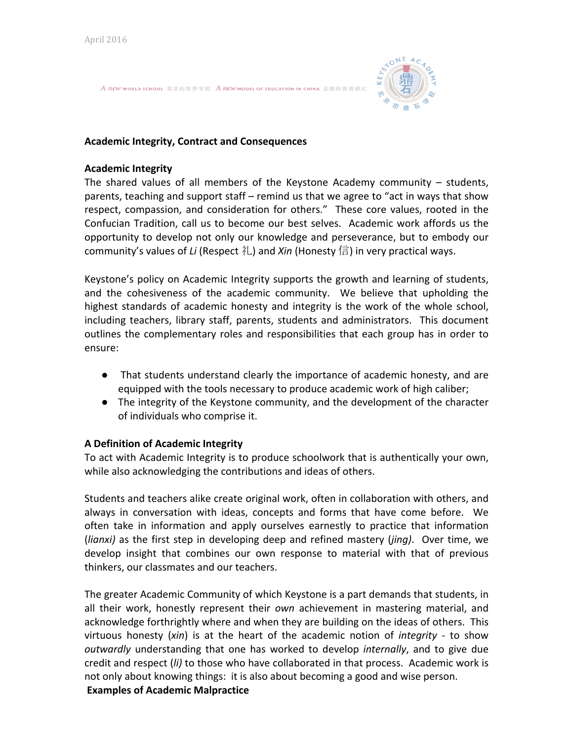April 2016

*A new* WORLD SCHOOL 真正的世界学校 *A new* MODEL OF EDUCATION IN CHINA 全新的教育模式

**Academic Integrity, Contract and Consequences**

**Academic Integrity**

The shared values of all members of the Keystone Academy community – students, parents, teaching and support staff – remind us that we agree to "act in ways that show respect, compassion, and consideration for others." These core values, rooted in the Confucian Tradition, call us to become our best selves. Academic work affords us the opportunity to develop not only our knowledge and perseverance, but to embody our community's values of *Li* (Respect 礼) and *Xin* (Honesty 信) in very practical ways.

Keystone's policy on Academic Integrity supports the growth and learning of students, and the cohesiveness of the academic community. We believe that upholding the highest standards of academic honesty and integrity is the work of the whole school, including teachers, library staff, parents, students and administrators. This document outlines the complementary roles and responsibilities that each group has in order to ensure:

- That students understand clearly the importance of academic honesty, and are equipped with the tools necessary to produce academic work of high caliber;
- The integrity of the Keystone community, and the development of the character of individuals who comprise it.

**A Definition of Academic Integrity**

To act with Academic Integrity is to produce schoolwork that is authentically your own, while also acknowledging the contributions and ideas of others.

Students and teachers alike create original work, often in collaboration with others, and always in conversation with ideas, concepts and forms that have come before. We often take in information and apply ourselves earnestly to practice that information (*lianxi)* as the first step in developing deep and refined mastery (*jing)*. Over time, we develop insight that combines our own response to material with that of previous thinkers, our classmates and our teachers.

The greater Academic Community of which Keystone is a part demands that students, in all their work, honestly represent their *own* achievement in mastering material, and acknowledge forthrightly where and when they are building on the ideas of others. This virtuous honesty (*xin*) is at the heart of the academic notion of *integrity* - to show *outwardly* understanding that one has worked to develop *internally*, and to give due credit and respect (*li)* to those who have collaborated in that process. Academic work is not only about knowing things: it is also about becoming a good and wise person.

**Examples of Academic Malpractice**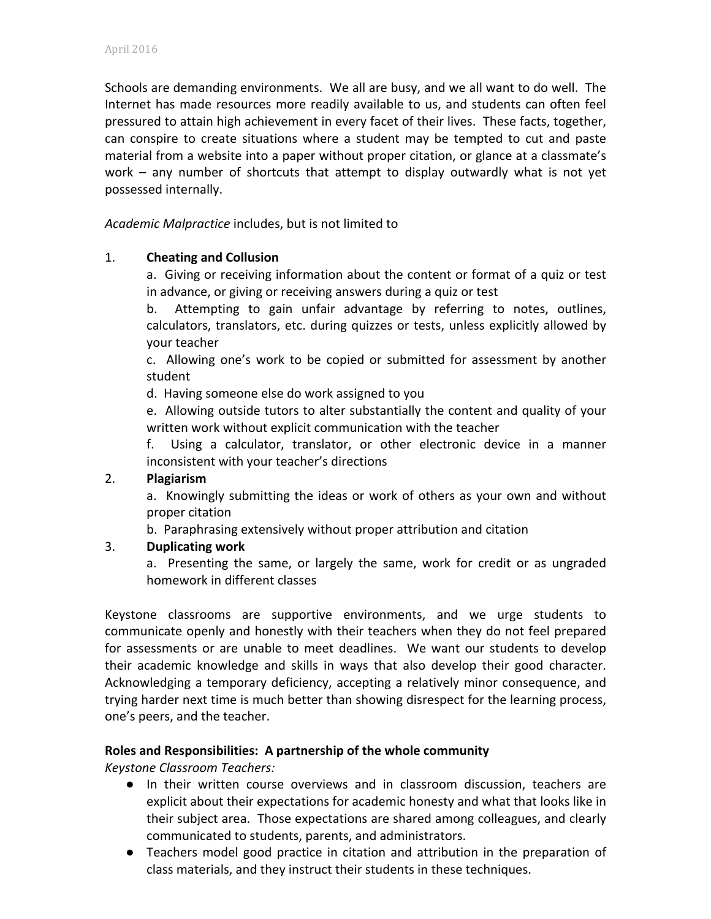Schools are demanding environments. We all are busy, and we all want to do well. The Internet has made resources more readily available to us, and students can often feel pressured to attain high achievement in every facet of their lives. These facts, together, can conspire to create situations where a student may be tempted to cut and paste material from a website into a paper without proper citation, or glance at a classmate's work – any number of shortcuts that attempt to display outwardly what is not yet possessed internally.

*Academic Malpractice* includes, but is not limited to

1. **Cheating and Collusion**
   a. Giving or receiving information about the content or format of a quiz or test in advance, or giving or receiving answers during a quiz or test
   b. Attempting to gain unfair advantage by referring to notes, outlines, calculators, translators, etc. during quizzes or tests, unless explicitly allowed by your teacher
   c. Allowing one's work to be copied or submitted for assessment by another student
   d. Having someone else do work assigned to you
   e. Allowing outside tutors to alter substantially the content and quality of your written work without explicit communication with the teacher
   f. Using a calculator, translator, or other electronic device in a manner inconsistent with your teacher's directions
2. **Plagiarism**
   a. Knowingly submitting the ideas or work of others as your own and without proper citation
   b. Paraphrasing extensively without proper attribution and citation
3. **Duplicating work**
   a. Presenting the same, or largely the same, work for credit or as ungraded homework in different classes

Keystone classrooms are supportive environments, and we urge students to communicate openly and honestly with their teachers when they do not feel prepared for assessments or are unable to meet deadlines. We want our students to develop their academic knowledge and skills in ways that also develop their good character. Acknowledging a temporary deficiency, accepting a relatively minor consequence, and trying harder next time is much better than showing disrespect for the learning process, one's peers, and the teacher.

**Roles and Responsibilities: A partnership of the whole community**

*Keystone Classroom Teachers:*

- In their written course overviews and in classroom discussion, teachers are explicit about their expectations for academic honesty and what that looks like in their subject area. Those expectations are shared among colleagues, and clearly communicated to students, parents, and administrators.
- Teachers model good practice in citation and attribution in the preparation of class materials, and they instruct their students in these techniques.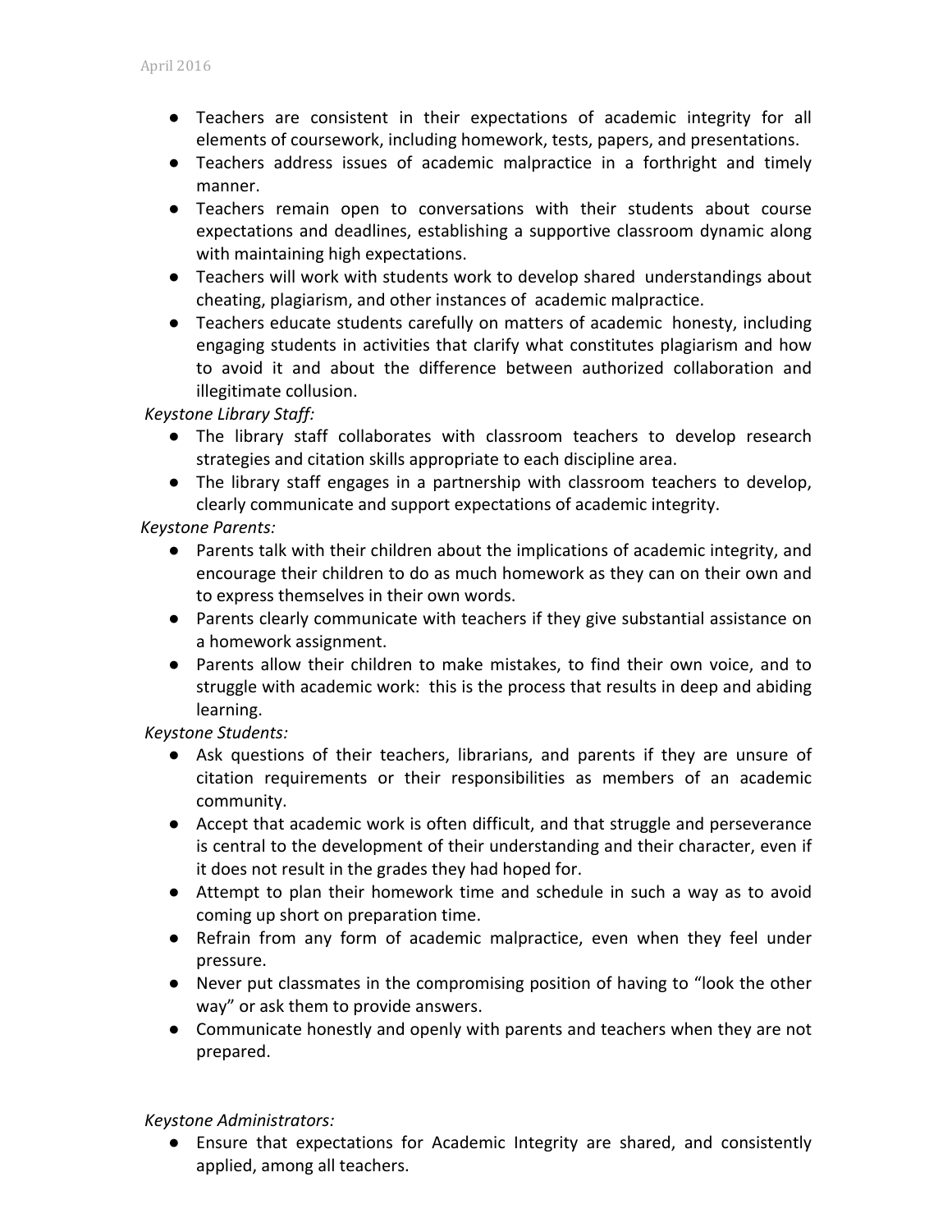- Teachers are consistent in their expectations of academic integrity for all elements of coursework, including homework, tests, papers, and presentations.
- Teachers address issues of academic malpractice in a forthright and timely manner.
- Teachers remain open to conversations with their students about course expectations and deadlines, establishing a supportive classroom dynamic along with maintaining high expectations.
- Teachers will work with students work to develop shared understandings about cheating, plagiarism, and other instances of academic malpractice.
- Teachers educate students carefully on matters of academic honesty, including engaging students in activities that clarify what constitutes plagiarism and how to avoid it and about the difference between authorized collaboration and illegitimate collusion.

*Keystone Library Staff:*

- The library staff collaborates with classroom teachers to develop research strategies and citation skills appropriate to each discipline area.
- The library staff engages in a partnership with classroom teachers to develop, clearly communicate and support expectations of academic integrity.

*Keystone Parents:*

- Parents talk with their children about the implications of academic integrity, and encourage their children to do as much homework as they can on their own and to express themselves in their own words.
- Parents clearly communicate with teachers if they give substantial assistance on a homework assignment.
- Parents allow their children to make mistakes, to find their own voice, and to struggle with academic work: this is the process that results in deep and abiding learning.

*Keystone Students:*

- Ask questions of their teachers, librarians, and parents if they are unsure of citation requirements or their responsibilities as members of an academic community.
- Accept that academic work is often difficult, and that struggle and perseverance is central to the development of their understanding and their character, even if it does not result in the grades they had hoped for.
- Attempt to plan their homework time and schedule in such a way as to avoid coming up short on preparation time.
- Refrain from any form of academic malpractice, even when they feel under pressure.
- Never put classmates in the compromising position of having to "look the other way" or ask them to provide answers.
- Communicate honestly and openly with parents and teachers when they are not prepared.

*Keystone Administrators:*

- Ensure that expectations for Academic Integrity are shared, and consistently applied, among all teachers.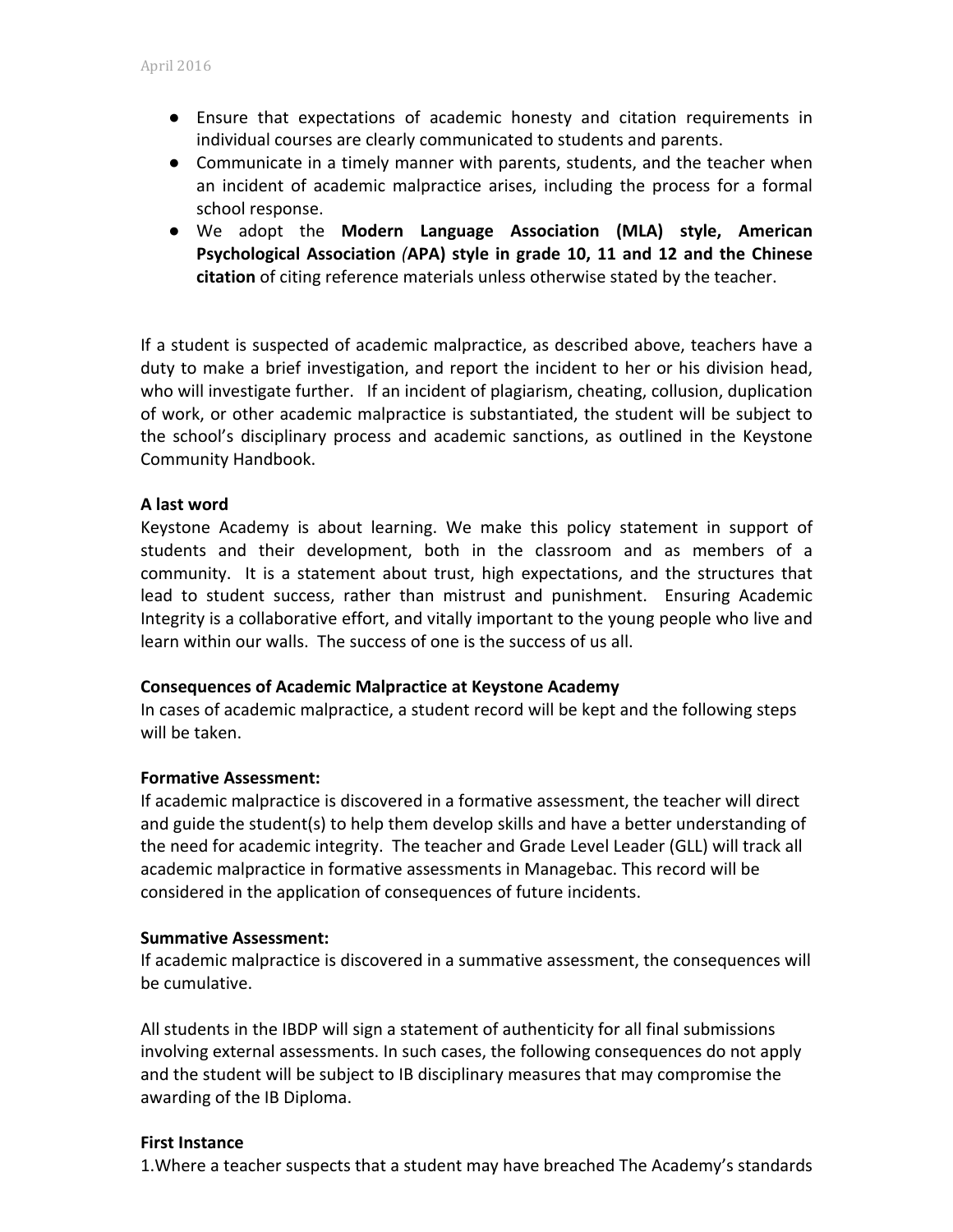- Ensure that expectations of academic honesty and citation requirements in individual courses are clearly communicated to students and parents.
- Communicate in a timely manner with parents, students, and the teacher when an incident of academic malpractice arises, including the process for a formal school response.
- We adopt the **Modern Language Association (MLA) style, American Psychological Association** ***(*****APA) style in grade 10, 11 and 12 and the Chinese citation** of citing reference materials unless otherwise stated by the teacher.

If a student is suspected of academic malpractice, as described above, teachers have a duty to make a brief investigation, and report the incident to her or his division head, who will investigate further. If an incident of plagiarism, cheating, collusion, duplication of work, or other academic malpractice is substantiated, the student will be subject to the school's disciplinary process and academic sanctions, as outlined in the Keystone Community Handbook.

**A last word**

Keystone Academy is about learning. We make this policy statement in support of students and their development, both in the classroom and as members of a community. It is a statement about trust, high expectations, and the structures that lead to student success, rather than mistrust and punishment. Ensuring Academic Integrity is a collaborative effort, and vitally important to the young people who live and learn within our walls. The success of one is the success of us all.

**Consequences of Academic Malpractice at Keystone Academy**

In cases of academic malpractice, a student record will be kept and the following steps will be taken.

**Formative Assessment:**

If academic malpractice is discovered in a formative assessment, the teacher will direct and guide the student(s) to help them develop skills and have a better understanding of the need for academic integrity. The teacher and Grade Level Leader (GLL) will track all academic malpractice in formative assessments in Managebac. This record will be considered in the application of consequences of future incidents.

**Summative Assessment:**

If academic malpractice is discovered in a summative assessment, the consequences will be cumulative.

All students in the IBDP will sign a statement of authenticity for all final submissions involving external assessments. In such cases, the following consequences do not apply and the student will be subject to IB disciplinary measures that may compromise the awarding of the IB Diploma.

**First Instance**

1.Where a teacher suspects that a student may have breached The Academy's standards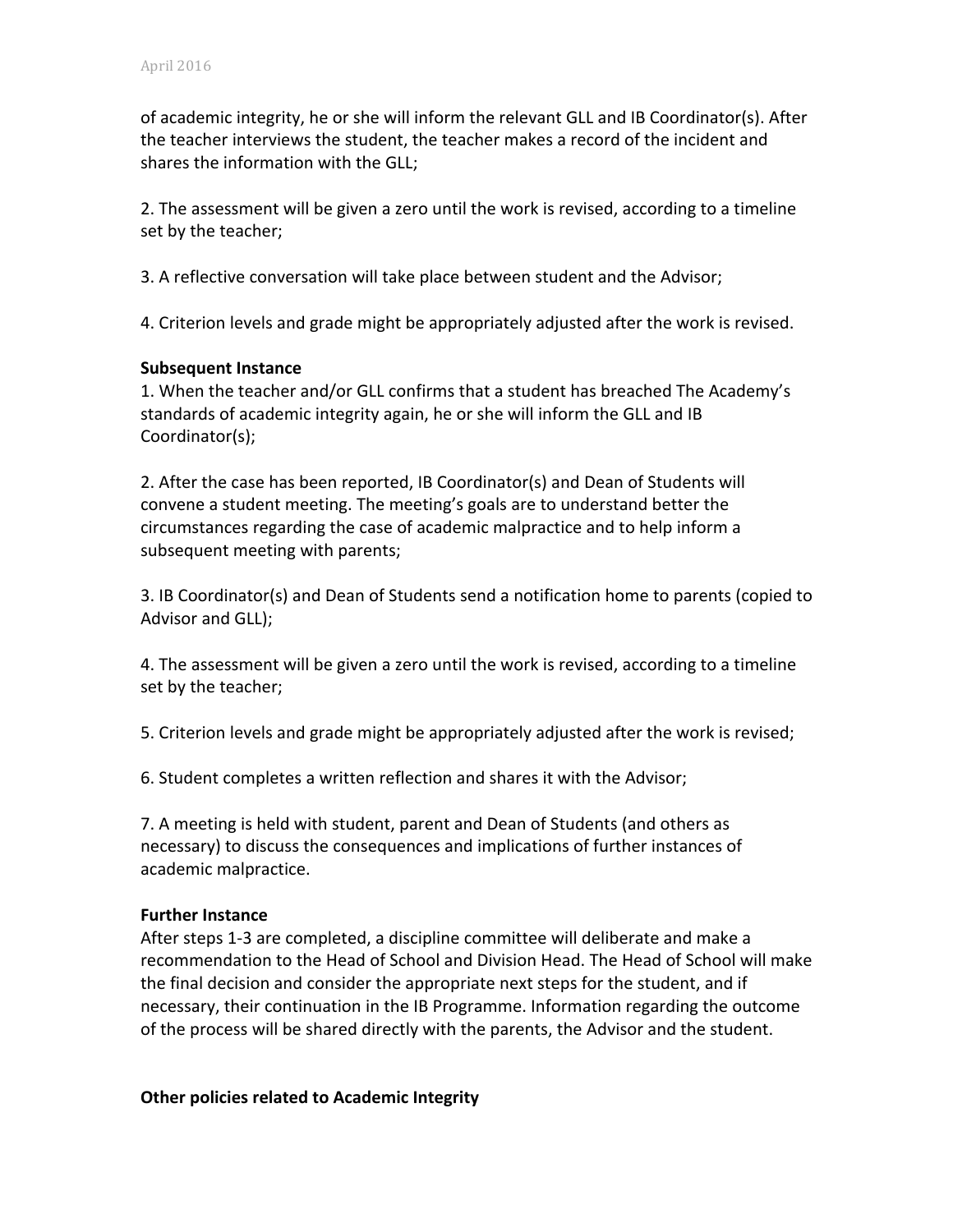of academic integrity, he or she will inform the relevant GLL and IB Coordinator(s). After the teacher interviews the student, the teacher makes a record of the incident and shares the information with the GLL;

2. The assessment will be given a zero until the work is revised, according to a timeline set by the teacher;

3. A reflective conversation will take place between student and the Advisor;

4. Criterion levels and grade might be appropriately adjusted after the work is revised.

**Subsequent Instance**

1. When the teacher and/or GLL confirms that a student has breached The Academy's standards of academic integrity again, he or she will inform the GLL and IB Coordinator(s);

2. After the case has been reported, IB Coordinator(s) and Dean of Students will convene a student meeting. The meeting's goals are to understand better the circumstances regarding the case of academic malpractice and to help inform a subsequent meeting with parents;

3. IB Coordinator(s) and Dean of Students send a notification home to parents (copied to Advisor and GLL);

4. The assessment will be given a zero until the work is revised, according to a timeline set by the teacher;

5. Criterion levels and grade might be appropriately adjusted after the work is revised;

6. Student completes a written reflection and shares it with the Advisor;

7. A meeting is held with student, parent and Dean of Students (and others as necessary) to discuss the consequences and implications of further instances of academic malpractice.

**Further Instance**

After steps 1-3 are completed, a discipline committee will deliberate and make a recommendation to the Head of School and Division Head. The Head of School will make the final decision and consider the appropriate next steps for the student, and if necessary, their continuation in the IB Programme. Information regarding the outcome of the process will be shared directly with the parents, the Advisor and the student.

**Other policies related to Academic Integrity**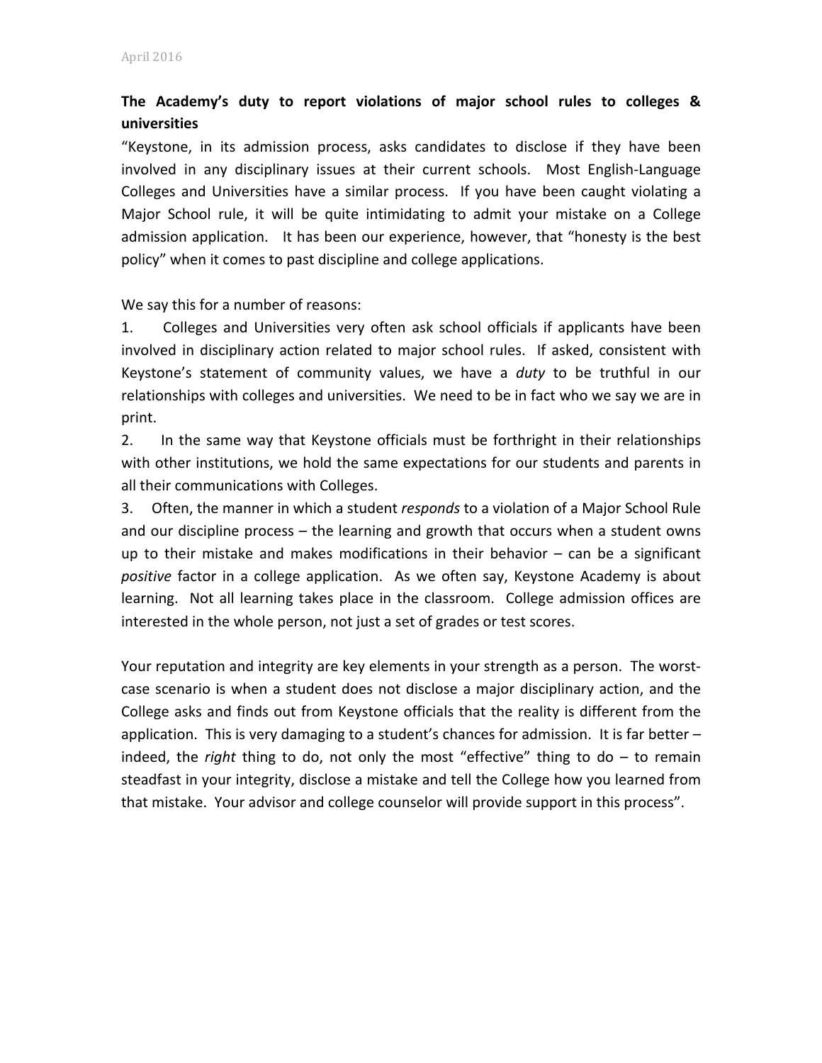**The Academy's duty to report violations of major school rules to colleges & universities**

"Keystone, in its admission process, asks candidates to disclose if they have been involved in any disciplinary issues at their current schools. Most English-Language Colleges and Universities have a similar process. If you have been caught violating a Major School rule, it will be quite intimidating to admit your mistake on a College admission application. It has been our experience, however, that "honesty is the best policy" when it comes to past discipline and college applications.

We say this for a number of reasons:

1. Colleges and Universities very often ask school officials if applicants have been involved in disciplinary action related to major school rules. If asked, consistent with Keystone's statement of community values, we have a *duty* to be truthful in our relationships with colleges and universities. We need to be in fact who we say we are in print.
2. In the same way that Keystone officials must be forthright in their relationships with other institutions, we hold the same expectations for our students and parents in all their communications with Colleges.
3. Often, the manner in which a student *responds* to a violation of a Major School Rule and our discipline process – the learning and growth that occurs when a student owns up to their mistake and makes modifications in their behavior – can be a significant *positive* factor in a college application. As we often say, Keystone Academy is about learning. Not all learning takes place in the classroom. College admission offices are interested in the whole person, not just a set of grades or test scores.

Your reputation and integrity are key elements in your strength as a person. The worst-case scenario is when a student does not disclose a major disciplinary action, and the College asks and finds out from Keystone officials that the reality is different from the application. This is very damaging to a student's chances for admission. It is far better – indeed, the *right* thing to do, not only the most "effective" thing to do – to remain steadfast in your integrity, disclose a mistake and tell the College how you learned from that mistake. Your advisor and college counselor will provide support in this process".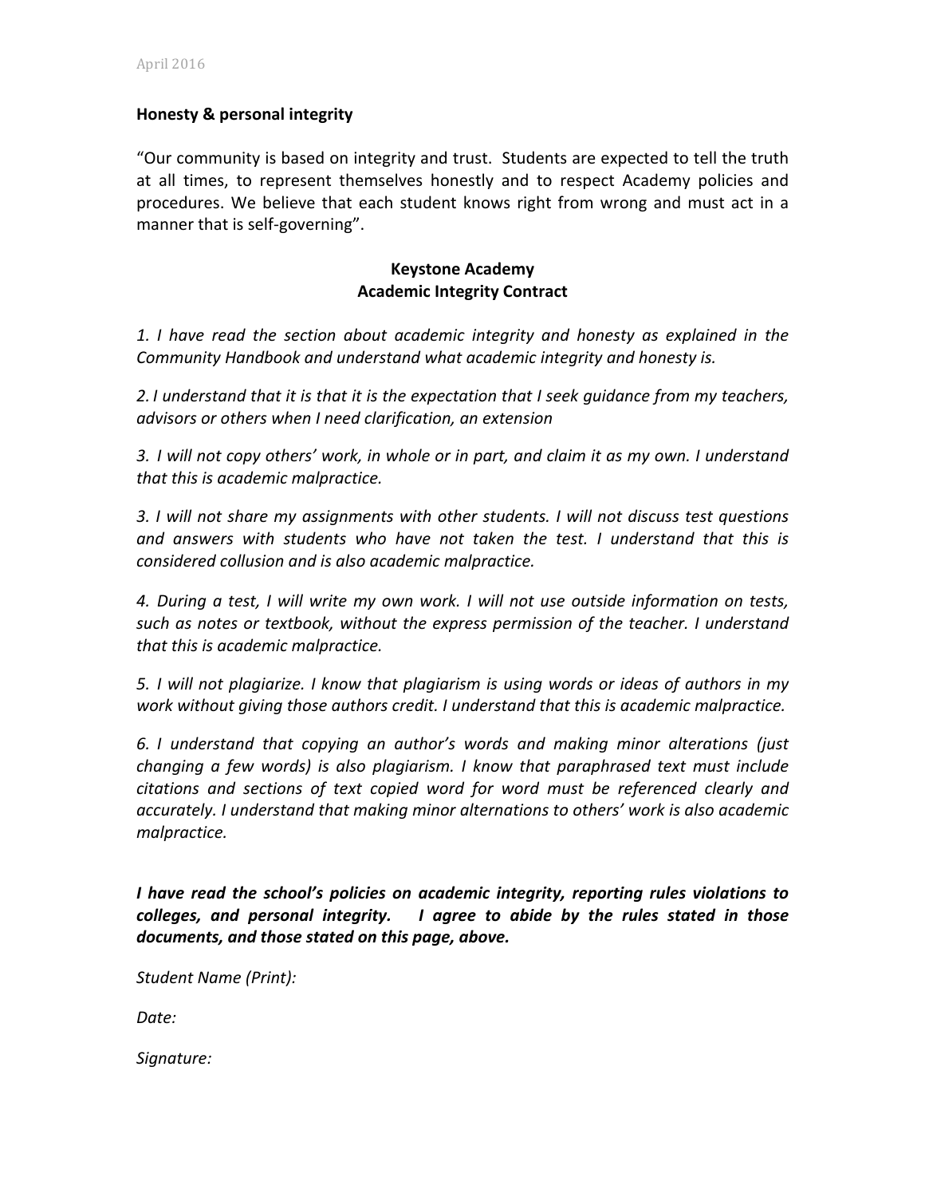**Honesty & personal integrity**

"Our community is based on integrity and trust. Students are expected to tell the truth at all times, to represent themselves honestly and to respect Academy policies and procedures. We believe that each student knows right from wrong and must act in a manner that is self-governing".

**Keystone Academy**
**Academic Integrity Contract**

*1. I have read the section about academic integrity and honesty as explained in the Community Handbook and understand what academic integrity and honesty is.*

*2. I understand that it is that it is the expectation that I seek guidance from my teachers, advisors or others when I need clarification, an extension*

*3. I will not copy others' work, in whole or in part, and claim it as my own. I understand that this is academic malpractice.*

*3. I will not share my assignments with other students. I will not discuss test questions and answers with students who have not taken the test. I understand that this is considered collusion and is also academic malpractice.*

*4. During a test, I will write my own work. I will not use outside information on tests, such as notes or textbook, without the express permission of the teacher. I understand that this is academic malpractice.*

*5. I will not plagiarize. I know that plagiarism is using words or ideas of authors in my work without giving those authors credit. I understand that this is academic malpractice.*

*6. I understand that copying an author's words and making minor alterations (just changing a few words) is also plagiarism. I know that paraphrased text must include citations and sections of text copied word for word must be referenced clearly and accurately. I understand that making minor alternations to others' work is also academic malpractice.*

***I have read the school's policies on academic integrity, reporting rules violations to colleges, and personal integrity. I agree to abide by the rules stated in those documents, and those stated on this page, above.***

*Student Name (Print):*

*Date:*

*Signature:*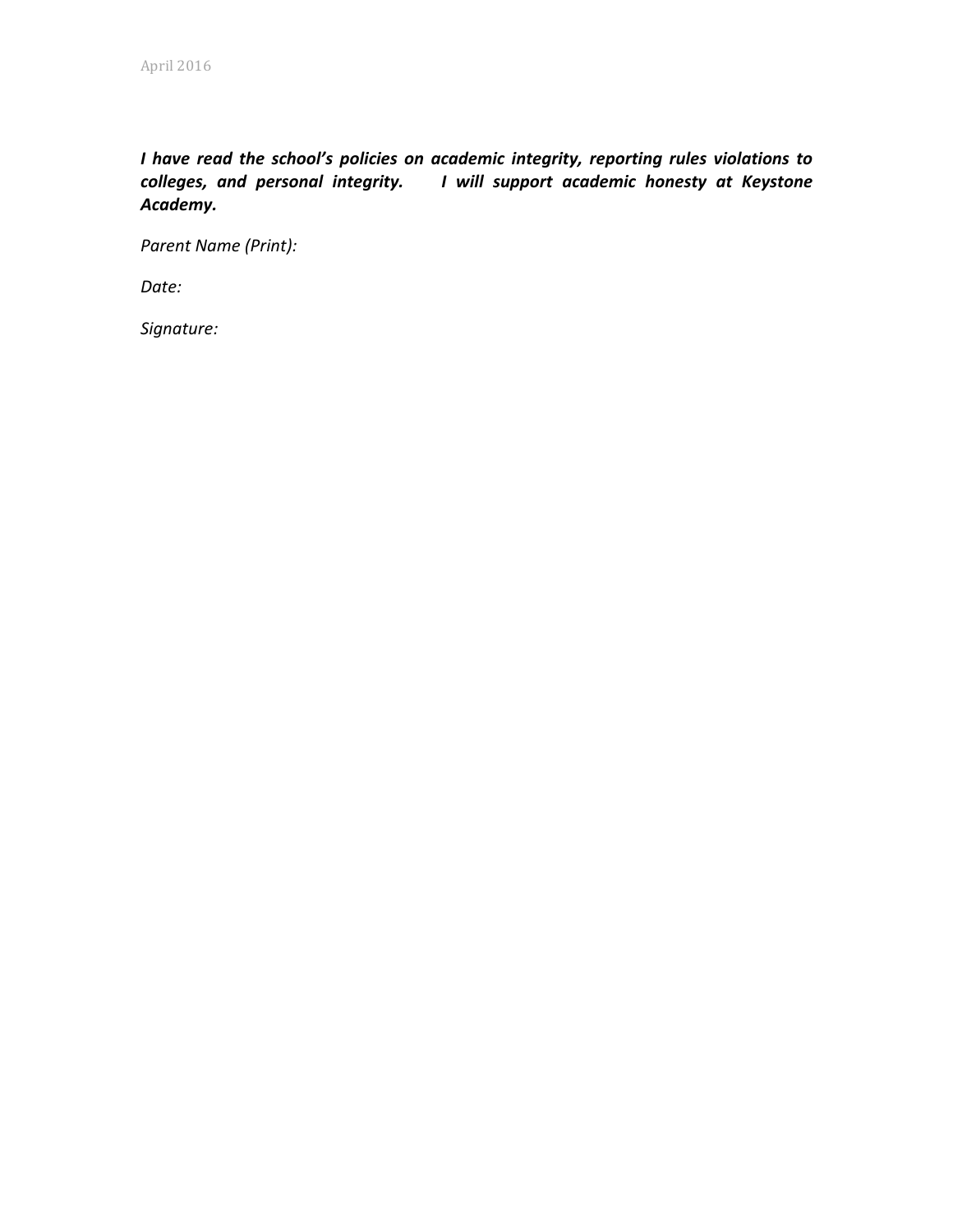***I have read the school's policies on academic integrity, reporting rules violations to colleges, and personal integrity. I will support academic honesty at Keystone Academy.***

*Parent Name (Print):*

*Date:*

*Signature:*